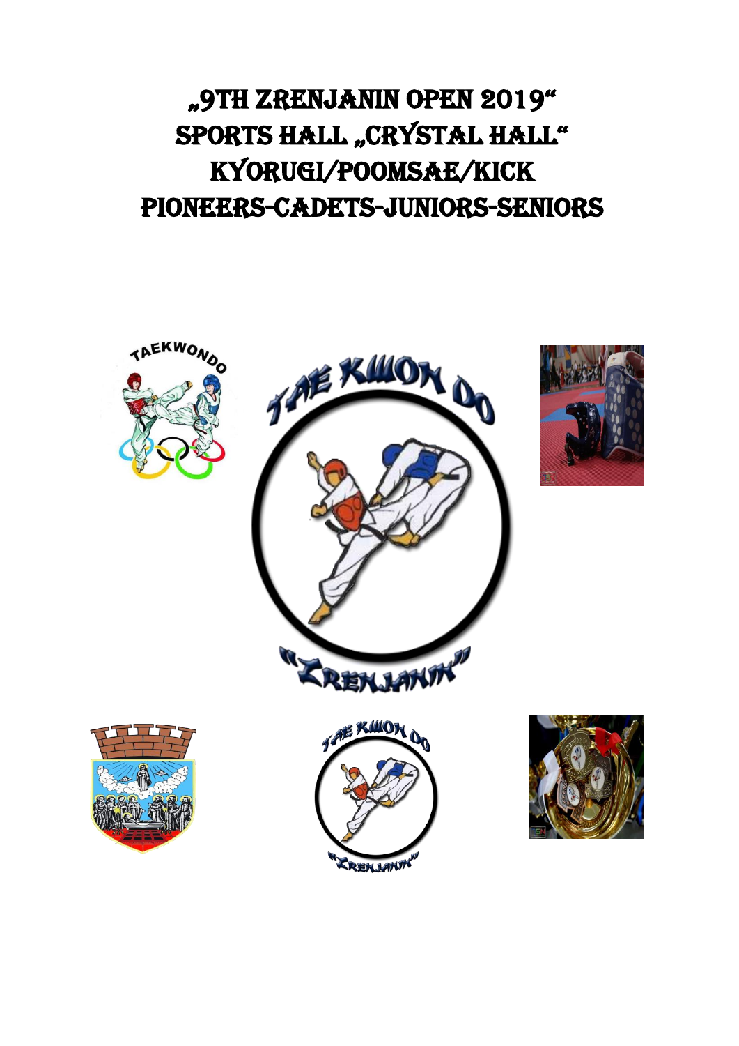# „9TH ZRENJANIN OPEN 2019“
# SPORTS HALL „CRYSTAL HALL“
# KYORUGI/POOMSAE/KICK
# PIONEERS-CADETS-JUNIORS-SENIORS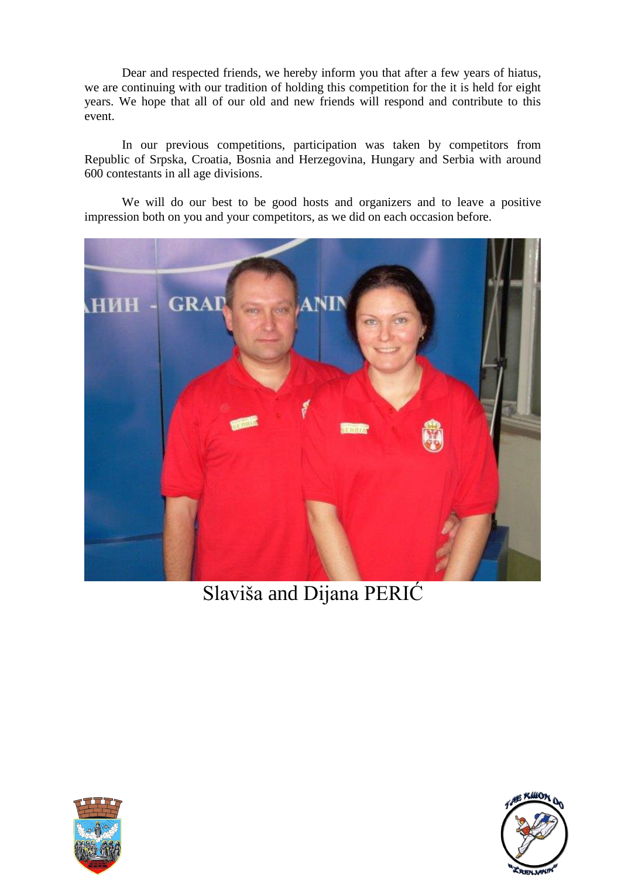Dear and respected friends, we hereby inform you that after a few years of hiatus, we are continuing with our tradition of holding this competition for the it is held for eight years. We hope that all of our old and new friends will respond and contribute to this event.

In our previous competitions, participation was taken by competitors from Republic of Srpska, Croatia, Bosnia and Herzegovina, Hungary and Serbia with around 600 contestants in all age divisions.

We will do our best to be good hosts and organizers and to leave a positive impression both on you and your competitors, as we did on each occasion before.

Slaviša and Dijana PERIĆ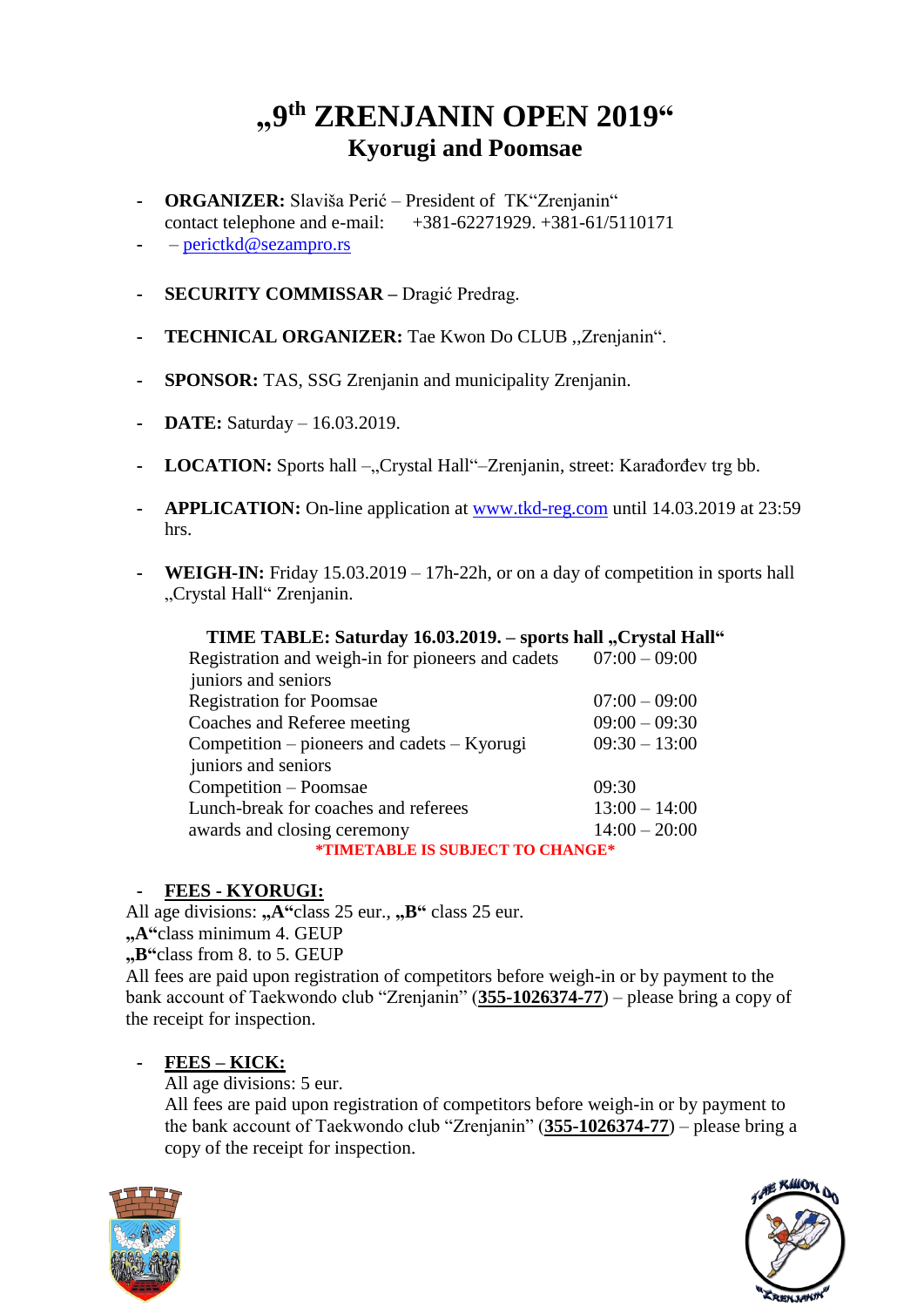# „9th ZRENJANIN OPEN 2019“

## Kyorugi and Poomsae

- **ORGANIZER:** Slaviša Perić – President of TK“Zrenjanin“
  contact telephone and e-mail: +381-62271929. +381-61/5110171
- – perictkd@sezampro.rs

- **SECURITY COMMISSAR –** Dragić Predrag.

- **TECHNICAL ORGANIZER:** Tae Kwon Do CLUB „Zrenjanin“.

- **SPONSOR:** TAS, SSG Zrenjanin and municipality Zrenjanin.

- **DATE:** Saturday – 16.03.2019.

- **LOCATION:** Sports hall –„Crystal Hall“–Zrenjanin, street: Karađorđev trg bb.

- **APPLICATION:** On-line application at www.tkd-reg.com until 14.03.2019 at 23:59 hrs.

- **WEIGH-IN:** Friday 15.03.2019 – 17h-22h, or on a day of competition in sports hall „Crystal Hall“ Zrenjanin.

**TIME TABLE: Saturday 16.03.2019. – sports hall „Crystal Hall“**

| | |
|---|---|
| Registration and weigh-in for pioneers and cadets juniors and seniors | 07:00 – 09:00 |
| Registration for Poomsae | 07:00 – 09:00 |
| Coaches and Referee meeting | 09:00 – 09:30 |
| Competition – pioneers and cadets – Kyorugi juniors and seniors | 09:30 – 13:00 |
| Competition – Poomsae | 09:30 |
| Lunch-break for coaches and referees | 13:00 – 14:00 |
| awards and closing ceremony | 14:00 – 20:00 |

**\*TIMETABLE IS SUBJECT TO CHANGE\***

- **FEES - KYORUGI:**

All age divisions: **„A“**class 25 eur., **„B“** class 25 eur.
**„A“**class minimum 4. GEUP
**„B“**class from 8. to 5. GEUP
All fees are paid upon registration of competitors before weigh-in or by payment to the bank account of Taekwondo club “Zrenjanin” (**355-1026374-77**) – please bring a copy of the receipt for inspection.

- **FEES – KICK:**

  All age divisions: 5 eur.
  All fees are paid upon registration of competitors before weigh-in or by payment to the bank account of Taekwondo club “Zrenjanin” (**355-1026374-77**) – please bring a copy of the receipt for inspection.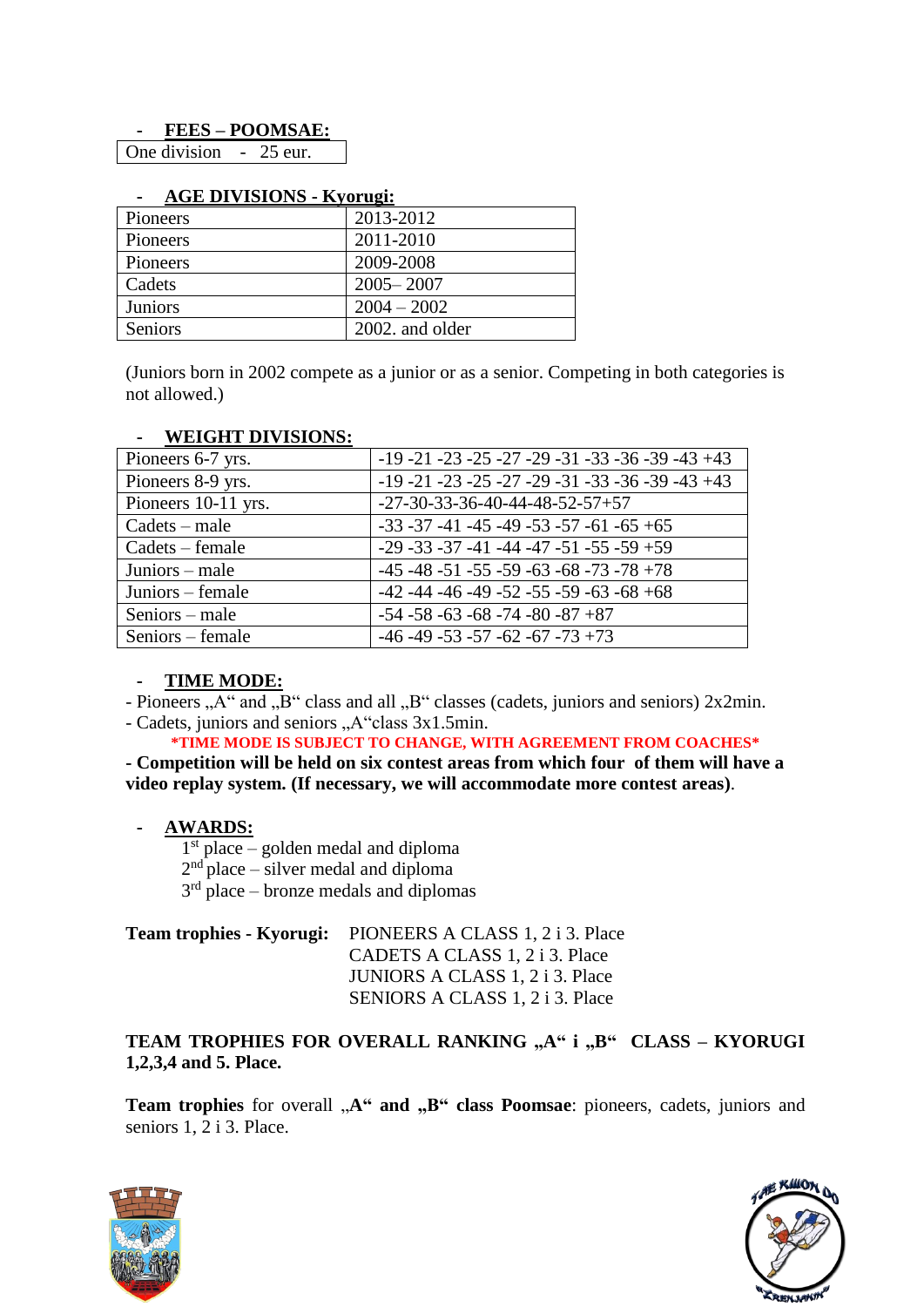## - FEES – POOMSAE:

| One division - 25 eur. |
|---|

## - AGE DIVISIONS - Kyorugi:

| Pioneers | 2013-2012 |
|---|---|
| Pioneers | 2011-2010 |
| Pioneers | 2009-2008 |
| Cadets | 2005– 2007 |
| Juniors | 2004 – 2002 |
| Seniors | 2002. and older |

(Juniors born in 2002 compete as a junior or as a senior. Competing in both categories is not allowed.)

## - WEIGHT DIVISIONS:

| Pioneers 6-7 yrs. | -19 -21 -23 -25 -27 -29 -31 -33 -36 -39 -43 +43 |
|---|---|
| Pioneers 8-9 yrs. | -19 -21 -23 -25 -27 -29 -31 -33 -36 -39 -43 +43 |
| Pioneers 10-11 yrs. | -27-30-33-36-40-44-48-52-57+57 |
| Cadets – male | -33 -37 -41 -45 -49 -53 -57 -61 -65 +65 |
| Cadets – female | -29 -33 -37 -41 -44 -47 -51 -55 -59 +59 |
| Juniors – male | -45 -48 -51 -55 -59 -63 -68 -73 -78 +78 |
| Juniors – female | -42 -44 -46 -49 -52 -55 -59 -63 -68 +68 |
| Seniors – male | -54 -58 -63 -68 -74 -80 -87 +87 |
| Seniors – female | -46 -49 -53 -57 -62 -67 -73 +73 |

## - TIME MODE:

- Pioneers „A“ and „B“ class and all „B“ classes (cadets, juniors and seniors) 2x2min.
- Cadets, juniors and seniors „A“class 3x1.5min.

**\*TIME MODE IS SUBJECT TO CHANGE, WITH AGREEMENT FROM COACHES\***

**- Competition will be held on six contest areas from which four of them will have a video replay system. (If necessary, we will accommodate more contest areas)**.

## - AWARDS:

1st place – golden medal and diploma
2nd place – silver medal and diploma
3rd place – bronze medals and diplomas

**Team trophies - Kyorugi:** PIONEERS A CLASS 1, 2 i 3. Place
CADETS A CLASS 1, 2 i 3. Place
JUNIORS A CLASS 1, 2 i 3. Place
SENIORS A CLASS 1, 2 i 3. Place

**TEAM TROPHIES FOR OVERALL RANKING „A“ i „B“ CLASS – KYORUGI 1,2,3,4 and 5. Place.**

**Team trophies** for overall **„A“ and „B“ class Poomsae**: pioneers, cadets, juniors and seniors 1, 2 i 3. Place.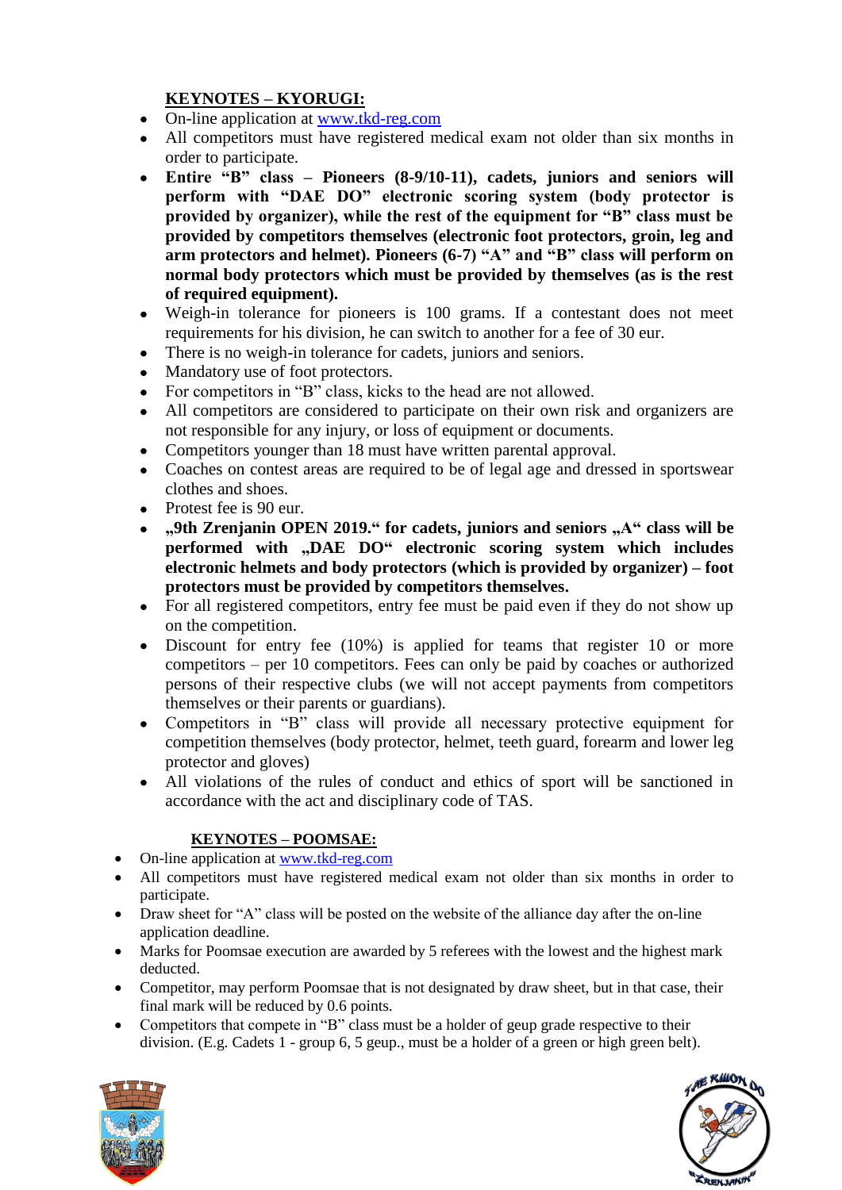## KEYNOTES – KYORUGI:

- On-line application at [www.tkd-reg.com](http://www.tkd-reg.com)
- All competitors must have registered medical exam not older than six months in order to participate.
- **Entire "B" class – Pioneers (8-9/10-11), cadets, juniors and seniors will perform with "DAE DO" electronic scoring system (body protector is provided by organizer), while the rest of the equipment for "B" class must be provided by competitors themselves (electronic foot protectors, groin, leg and arm protectors and helmet). Pioneers (6-7) "A" and "B" class will perform on normal body protectors which must be provided by themselves (as is the rest of required equipment).**
- Weigh-in tolerance for pioneers is 100 grams. If a contestant does not meet requirements for his division, he can switch to another for a fee of 30 eur.
- There is no weigh-in tolerance for cadets, juniors and seniors.
- Mandatory use of foot protectors.
- For competitors in "B" class, kicks to the head are not allowed.
- All competitors are considered to participate on their own risk and organizers are not responsible for any injury, or loss of equipment or documents.
- Competitors younger than 18 must have written parental approval.
- Coaches on contest areas are required to be of legal age and dressed in sportswear clothes and shoes.
- Protest fee is 90 eur.
- **„9th Zrenjanin OPEN 2019." for cadets, juniors and seniors „A" class will be performed with „DAE DO" electronic scoring system which includes electronic helmets and body protectors (which is provided by organizer) – foot protectors must be provided by competitors themselves.**
- For all registered competitors, entry fee must be paid even if they do not show up on the competition.
- Discount for entry fee (10%) is applied for teams that register 10 or more competitors – per 10 competitors. Fees can only be paid by coaches or authorized persons of their respective clubs (we will not accept payments from competitors themselves or their parents or guardians).
- Competitors in "B" class will provide all necessary protective equipment for competition themselves (body protector, helmet, teeth guard, forearm and lower leg protector and gloves)
- All violations of the rules of conduct and ethics of sport will be sanctioned in accordance with the act and disciplinary code of TAS.

## KEYNOTES – POOMSAE:

- On-line application at [www.tkd-reg.com](http://www.tkd-reg.com)
- All competitors must have registered medical exam not older than six months in order to participate.
- Draw sheet for "A" class will be posted on the website of the alliance day after the on-line application deadline.
- Marks for Poomsae execution are awarded by 5 referees with the lowest and the highest mark deducted.
- Competitor, may perform Poomsae that is not designated by draw sheet, but in that case, their final mark will be reduced by 0.6 points.
- Competitors that compete in "B" class must be a holder of geup grade respective to their division. (E.g. Cadets 1 - group 6, 5 geup., must be a holder of a green or high green belt).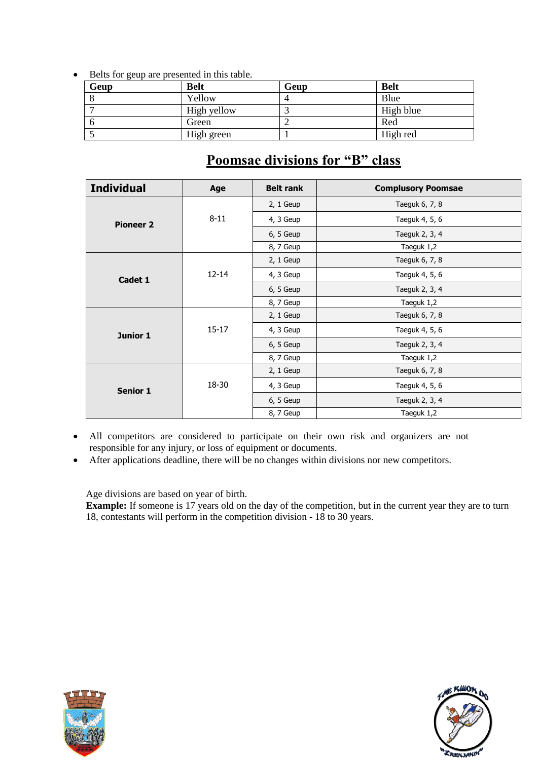- Belts for geup are presented in this table.

| Geup | Belt | Geup | Belt |
|---|---|---|---|
| 8 | Yellow | 4 | Blue |
| 7 | High yellow | 3 | High blue |
| 6 | Green | 2 | Red |
| 5 | High green | 1 | High red |

## Poomsae divisions for "B" class

| Individual | Age | Belt rank | Complusory Poomsae |
|---|---|---|---|
| Pioneer 2 | 8-11 | 2, 1 Geup | Taeguk 6, 7, 8 |
| | | 4, 3 Geup | Taeguk 4, 5, 6 |
| | | 6, 5 Geup | Taeguk 2, 3, 4 |
| | | 8, 7 Geup | Taeguk 1,2 |
| Cadet 1 | 12-14 | 2, 1 Geup | Taeguk 6, 7, 8 |
| | | 4, 3 Geup | Taeguk 4, 5, 6 |
| | | 6, 5 Geup | Taeguk 2, 3, 4 |
| | | 8, 7 Geup | Taeguk 1,2 |
| Junior 1 | 15-17 | 2, 1 Geup | Taeguk 6, 7, 8 |
| | | 4, 3 Geup | Taeguk 4, 5, 6 |
| | | 6, 5 Geup | Taeguk 2, 3, 4 |
| | | 8, 7 Geup | Taeguk 1,2 |
| Senior 1 | 18-30 | 2, 1 Geup | Taeguk 6, 7, 8 |
| | | 4, 3 Geup | Taeguk 4, 5, 6 |
| | | 6, 5 Geup | Taeguk 2, 3, 4 |
| | | 8, 7 Geup | Taeguk 1,2 |

- All competitors are considered to participate on their own risk and organizers are not responsible for any injury, or loss of equipment or documents.
- After applications deadline, there will be no changes within divisions nor new competitors.

Age divisions are based on year of birth.
**Example:** If someone is 17 years old on the day of the competition, but in the current year they are to turn 18, contestants will perform in the competition division - 18 to 30 years.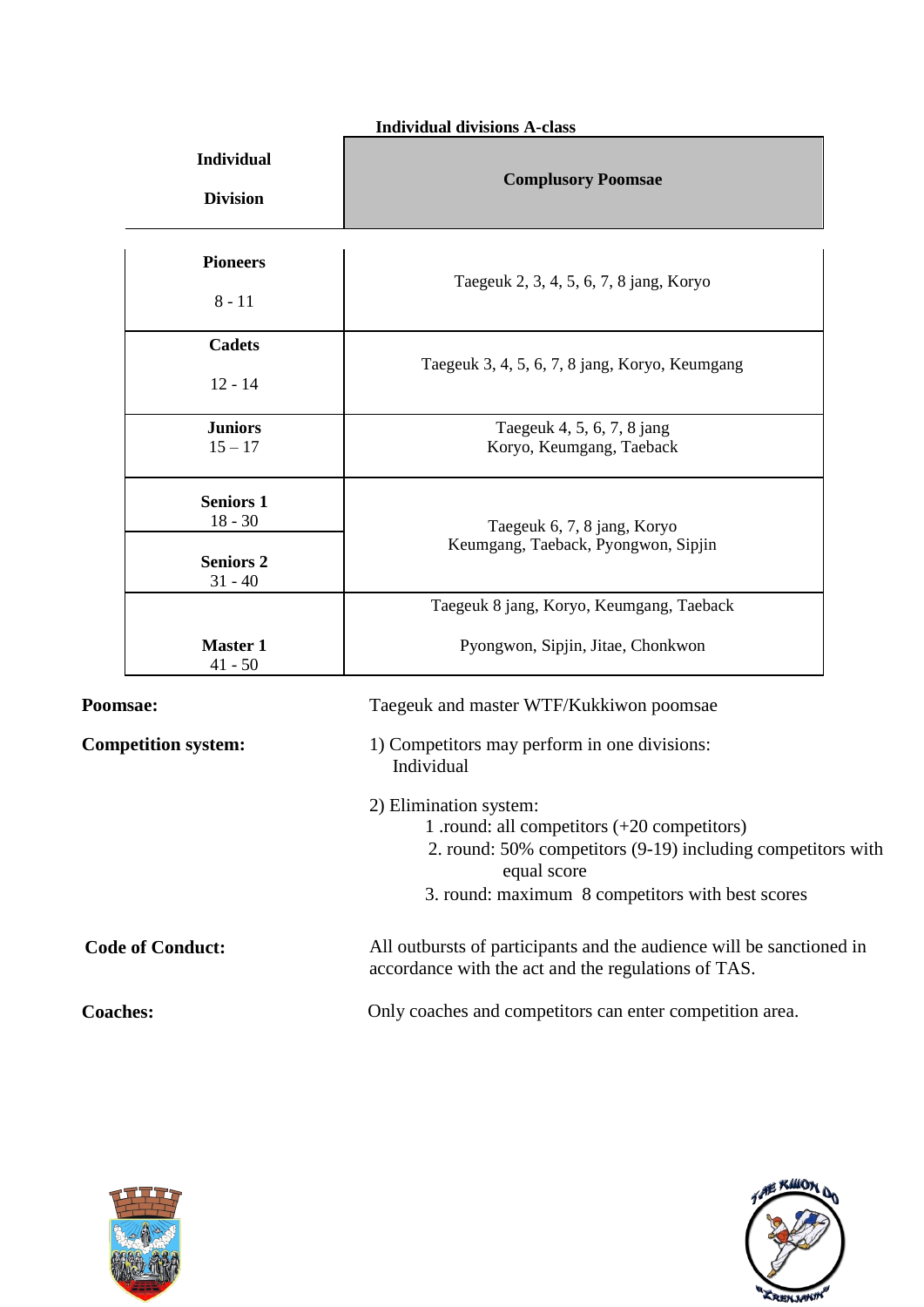**Individual divisions A-class**

| Individual Division | Complusory Poomsae |
|---|---|
| **Pioneers** 8 - 11 | Taegeuk 2, 3, 4, 5, 6, 7, 8 jang, Koryo |
| **Cadets** 12 - 14 | Taegeuk 3, 4, 5, 6, 7, 8 jang, Koryo, Keumgang |
| **Juniors** 15 – 17 | Taegeuk 4, 5, 6, 7, 8 jang Koryo, Keumgang, Taeback |
| **Seniors 1** 18 - 30 | Taegeuk 6, 7, 8 jang, Koryo Keumgang, Taeback, Pyongwon, Sipjin |
| **Seniors 2** 31 - 40 | |
| **Master 1** 41 - 50 | Taegeuk 8 jang, Koryo, Keumgang, Taeback Pyongwon, Sipjin, Jitae, Chonkwon |

**Poomsae:** Taegeuk and master WTF/Kukkiwon poomsae

**Competition system:**

1) Competitors may perform in one divisions: Individual

2) Elimination system:
   1 .round: all competitors (+20 competitors)
   2. round: 50% competitors (9-19) including competitors with equal score
   3. round: maximum 8 competitors with best scores

**Code of Conduct:** All outbursts of participants and the audience will be sanctioned in accordance with the act and the regulations of TAS.

**Coaches:** Only coaches and competitors can enter competition area.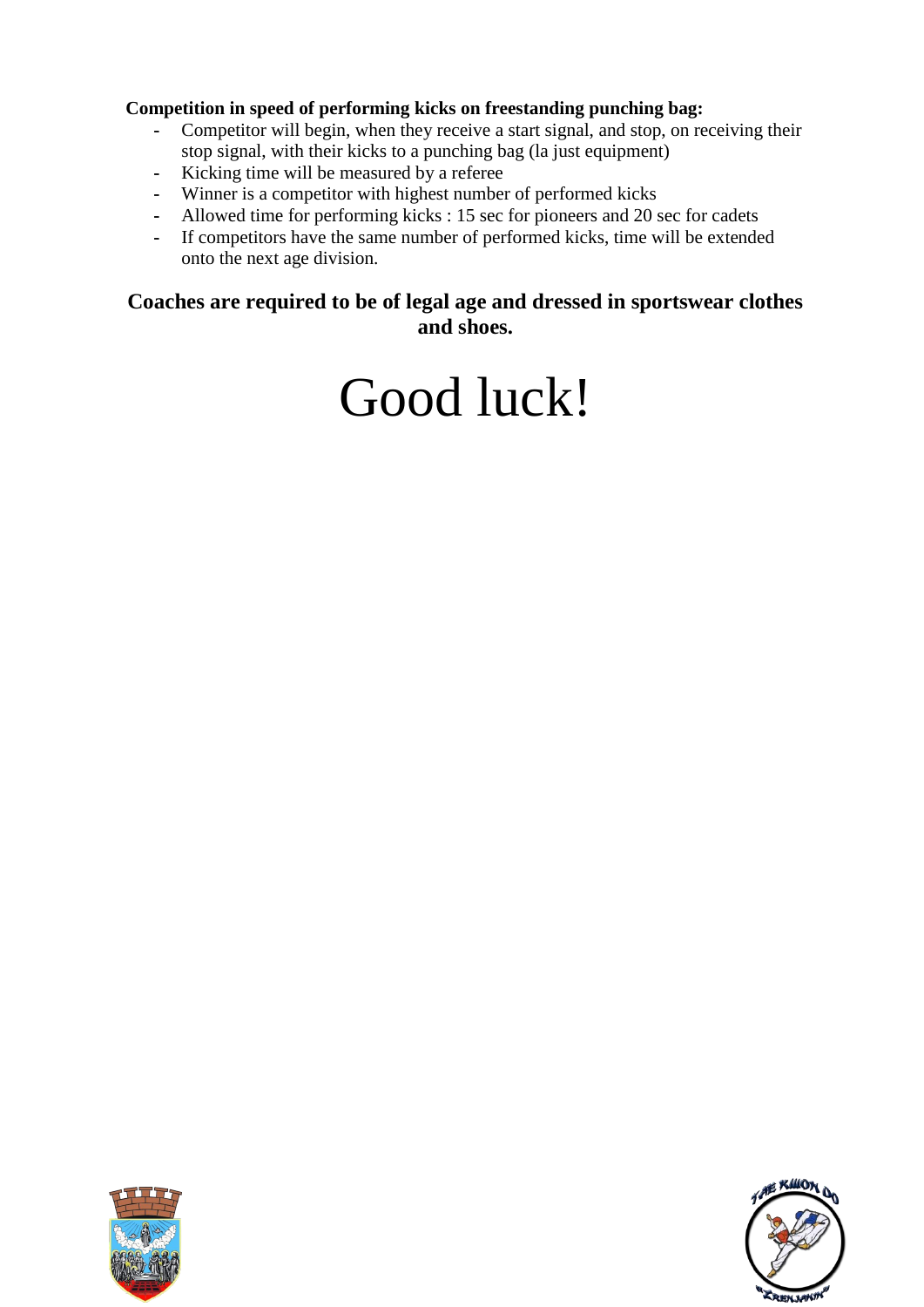**Competition in speed of performing kicks on freestanding punching bag:**

- Competitor will begin, when they receive a start signal, and stop, on receiving their stop signal, with their kicks to a punching bag (la just equipment)
- Kicking time will be measured by a referee
- Winner is a competitor with highest number of performed kicks
- Allowed time for performing kicks : 15 sec for pioneers and 20 sec for cadets
- If competitors have the same number of performed kicks, time will be extended onto the next age division.

**Coaches are required to be of legal age and dressed in sportswear clothes and shoes.**

# Good luck!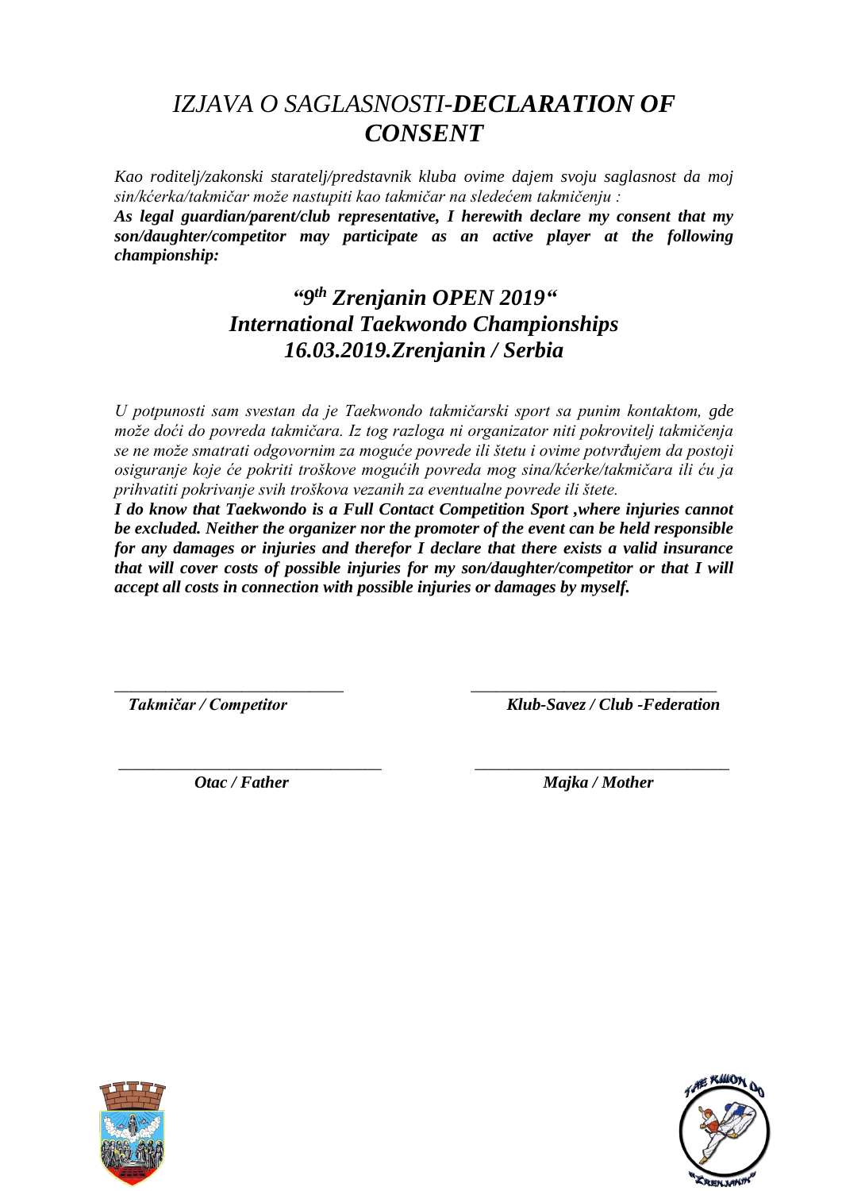# *IZJAVA O SAGLASNOSTI-**DECLARATION OF CONSENT***

*Kao roditelj/zakonski staratelj/predstavnik kluba ovime dajem svoju saglasnost da moj sin/kćerka/takmičar može nastupiti kao takmičar na sledećem takmičenju :*
***As legal guardian/parent/club representative, I herewith declare my consent that my son/daughter/competitor may participate as an active player at the following championship:***

## ***“9th Zrenjanin OPEN 2019“ International Taekwondo Championships 16.03.2019.Zrenjanin / Serbia***

*U potpunosti sam svestan da je Taekwondo takmičarski sport sa punim kontaktom, gde može doći do povreda takmičara. Iz tog razloga ni organizator niti pokrovitelj takmičenja se ne može smatrati odgovornim za moguće povrede ili štetu i ovime potvrđujem da postoji osiguranje koje će pokriti troškove mogućih povreda mog sina/kćerke/takmičara ili ću ja prihvatiti pokrivanje svih troškova vezanih za eventualne povrede ili štete.*
***I do know that Taekwondo is a Full Contact Competition Sport ,where injuries cannot be excluded. Neither the organizer nor the promoter of the event can be held responsible for any damages or injuries and therefor I declare that there exists a valid insurance that will cover costs of possible injuries for my son/daughter/competitor or that I will accept all costs in connection with possible injuries or damages by myself.***

| | |
|---|---|
| ___________________________ | ___________________________ |
| ***Takmičar / Competitor*** | ***Klub-Savez / Club -Federation*** |
| ___________________________ | ___________________________ |
| ***Otac / Father*** | ***Majka / Mother*** |